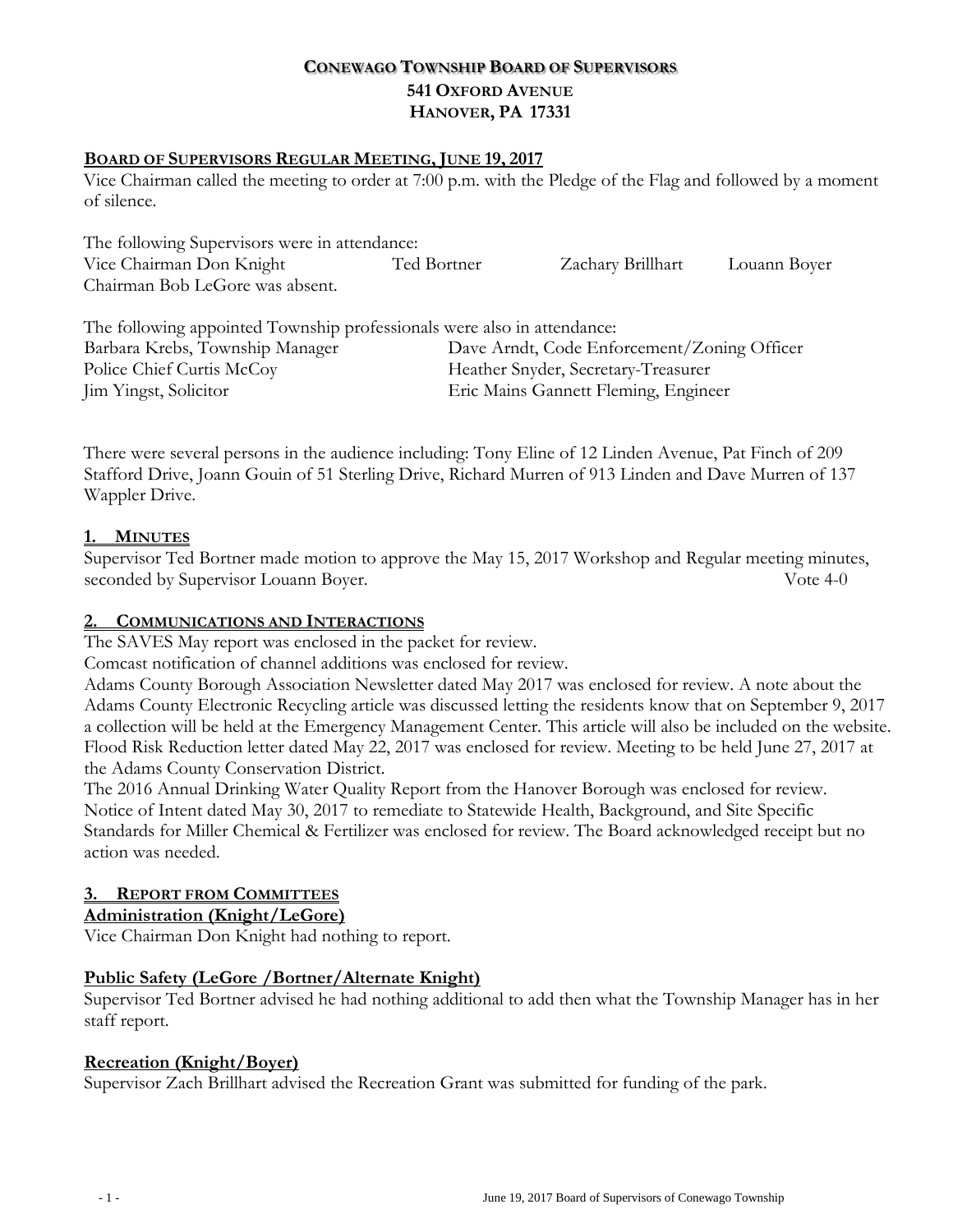# CONEWAGO TOWNSHIP BOARD OF SUPERVISORS
## 541 OXFORD AVENUE
## HANOVER, PA 17331

**BOARD OF SUPERVISORS REGULAR MEETING, JUNE 19, 2017**

Vice Chairman called the meeting to order at 7:00 p.m. with the Pledge of the Flag and followed by a moment of silence.

The following Supervisors were in attendance:

Vice Chairman Don Knight  Ted Bortner  Zachary Brillhart  Louann Boyer

Chairman Bob LeGore was absent.

The following appointed Township professionals were also in attendance:

| | |
|---|---|
| Barbara Krebs, Township Manager | Dave Arndt, Code Enforcement/Zoning Officer |
| Police Chief Curtis McCoy | Heather Snyder, Secretary-Treasurer |
| Jim Yingst, Solicitor | Eric Mains Gannett Fleming, Engineer |

There were several persons in the audience including: Tony Eline of 12 Linden Avenue, Pat Finch of 209 Stafford Drive, Joann Gouin of 51 Sterling Drive, Richard Murren of 913 Linden and Dave Murren of 137 Wappler Drive.

**1. MINUTES**

Supervisor Ted Bortner made motion to approve the May 15, 2017 Workshop and Regular meeting minutes, seconded by Supervisor Louann Boyer. Vote 4-0

**2. COMMUNICATIONS AND INTERACTIONS**

The SAVES May report was enclosed in the packet for review.

Comcast notification of channel additions was enclosed for review.

Adams County Borough Association Newsletter dated May 2017 was enclosed for review. A note about the Adams County Electronic Recycling article was discussed letting the residents know that on September 9, 2017 a collection will be held at the Emergency Management Center. This article will also be included on the website.

Flood Risk Reduction letter dated May 22, 2017 was enclosed for review. Meeting to be held June 27, 2017 at the Adams County Conservation District.

The 2016 Annual Drinking Water Quality Report from the Hanover Borough was enclosed for review.

Notice of Intent dated May 30, 2017 to remediate to Statewide Health, Background, and Site Specific Standards for Miller Chemical & Fertilizer was enclosed for review. The Board acknowledged receipt but no action was needed.

**3. REPORT FROM COMMITTEES**

**Administration (Knight/LeGore)**

Vice Chairman Don Knight had nothing to report.

**Public Safety (LeGore /Bortner/Alternate Knight)**

Supervisor Ted Bortner advised he had nothing additional to add then what the Township Manager has in her staff report.

**Recreation (Knight/Boyer)**

Supervisor Zach Brillhart advised the Recreation Grant was submitted for funding of the park.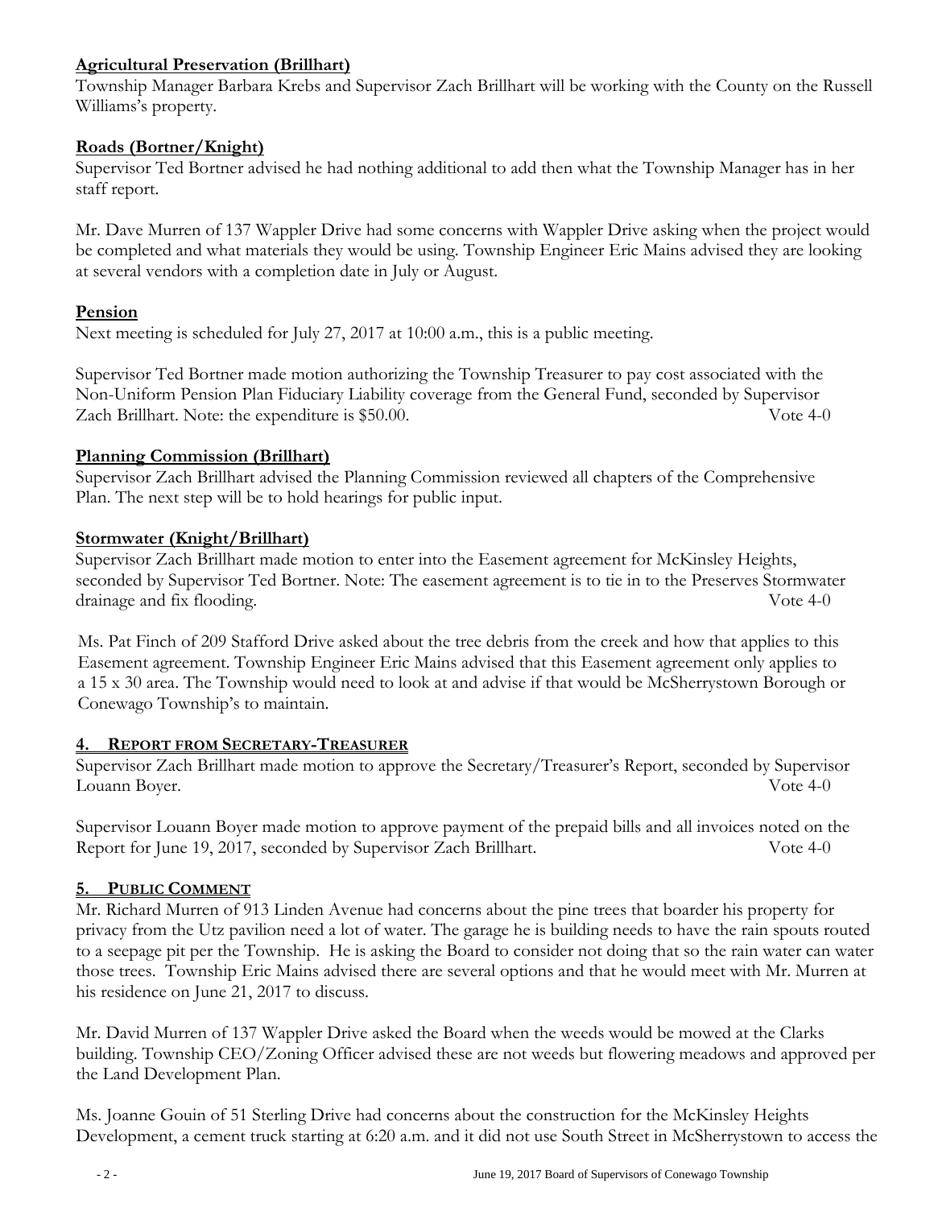**Agricultural Preservation (Brillhart)**
Township Manager Barbara Krebs and Supervisor Zach Brillhart will be working with the County on the Russell Williams's property.

**Roads (Bortner/Knight)**
Supervisor Ted Bortner advised he had nothing additional to add then what the Township Manager has in her staff report.

Mr. Dave Murren of 137 Wappler Drive had some concerns with Wappler Drive asking when the project would be completed and what materials they would be using. Township Engineer Eric Mains advised they are looking at several vendors with a completion date in July or August.

**Pension**
Next meeting is scheduled for July 27, 2017 at 10:00 a.m., this is a public meeting.

Supervisor Ted Bortner made motion authorizing the Township Treasurer to pay cost associated with the Non-Uniform Pension Plan Fiduciary Liability coverage from the General Fund, seconded by Supervisor Zach Brillhart. Note: the expenditure is $50.00. Vote 4-0

**Planning Commission (Brillhart)**
Supervisor Zach Brillhart advised the Planning Commission reviewed all chapters of the Comprehensive Plan. The next step will be to hold hearings for public input.

**Stormwater (Knight/Brillhart)**
Supervisor Zach Brillhart made motion to enter into the Easement agreement for McKinsley Heights, seconded by Supervisor Ted Bortner. Note: The easement agreement is to tie in to the Preserves Stormwater drainage and fix flooding. Vote 4-0

Ms. Pat Finch of 209 Stafford Drive asked about the tree debris from the creek and how that applies to this Easement agreement. Township Engineer Eric Mains advised that this Easement agreement only applies to a 15 x 30 area. The Township would need to look at and advise if that would be McSherrystown Borough or Conewago Township's to maintain.

## 4. REPORT FROM SECRETARY-TREASURER

Supervisor Zach Brillhart made motion to approve the Secretary/Treasurer's Report, seconded by Supervisor Louann Boyer. Vote 4-0

Supervisor Louann Boyer made motion to approve payment of the prepaid bills and all invoices noted on the Report for June 19, 2017, seconded by Supervisor Zach Brillhart. Vote 4-0

## 5. PUBLIC COMMENT

Mr. Richard Murren of 913 Linden Avenue had concerns about the pine trees that boarder his property for privacy from the Utz pavilion need a lot of water. The garage he is building needs to have the rain spouts routed to a seepage pit per the Township. He is asking the Board to consider not doing that so the rain water can water those trees. Township Eric Mains advised there are several options and that he would meet with Mr. Murren at his residence on June 21, 2017 to discuss.

Mr. David Murren of 137 Wappler Drive asked the Board when the weeds would be mowed at the Clarks building. Township CEO/Zoning Officer advised these are not weeds but flowering meadows and approved per the Land Development Plan.

Ms. Joanne Gouin of 51 Sterling Drive had concerns about the construction for the McKinsley Heights Development, a cement truck starting at 6:20 a.m. and it did not use South Street in McSherrystown to access the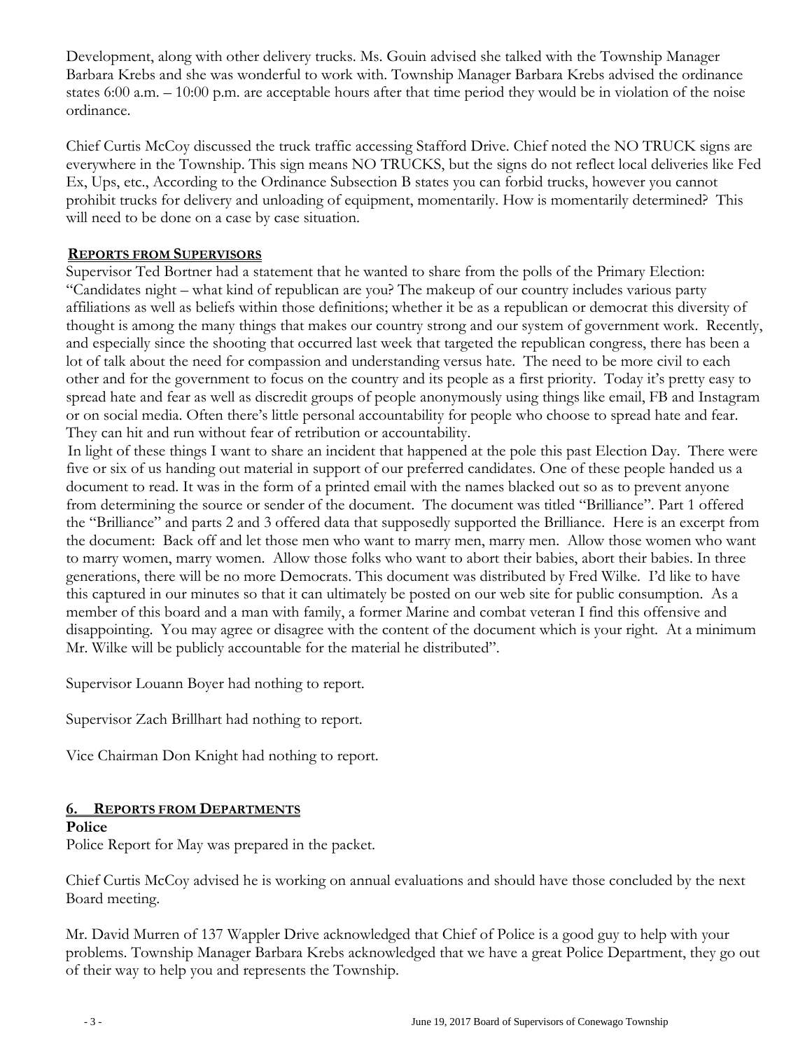Development, along with other delivery trucks. Ms. Gouin advised she talked with the Township Manager Barbara Krebs and she was wonderful to work with. Township Manager Barbara Krebs advised the ordinance states 6:00 a.m. – 10:00 p.m. are acceptable hours after that time period they would be in violation of the noise ordinance.

Chief Curtis McCoy discussed the truck traffic accessing Stafford Drive. Chief noted the NO TRUCK signs are everywhere in the Township. This sign means NO TRUCKS, but the signs do not reflect local deliveries like Fed Ex, Ups, etc., According to the Ordinance Subsection B states you can forbid trucks, however you cannot prohibit trucks for delivery and unloading of equipment, momentarily. How is momentarily determined? This will need to be done on a case by case situation.

## Reports from Supervisors

Supervisor Ted Bortner had a statement that he wanted to share from the polls of the Primary Election: "Candidates night – what kind of republican are you? The makeup of our country includes various party affiliations as well as beliefs within those definitions; whether it be as a republican or democrat this diversity of thought is among the many things that makes our country strong and our system of government work. Recently, and especially since the shooting that occurred last week that targeted the republican congress, there has been a lot of talk about the need for compassion and understanding versus hate. The need to be more civil to each other and for the government to focus on the country and its people as a first priority. Today it's pretty easy to spread hate and fear as well as discredit groups of people anonymously using things like email, FB and Instagram or on social media. Often there's little personal accountability for people who choose to spread hate and fear. They can hit and run without fear of retribution or accountability.

In light of these things I want to share an incident that happened at the pole this past Election Day. There were five or six of us handing out material in support of our preferred candidates. One of these people handed us a document to read. It was in the form of a printed email with the names blacked out so as to prevent anyone from determining the source or sender of the document. The document was titled "Brilliance". Part 1 offered the "Brilliance" and parts 2 and 3 offered data that supposedly supported the Brilliance. Here is an excerpt from the document: Back off and let those men who want to marry men, marry men. Allow those women who want to marry women, marry women. Allow those folks who want to abort their babies, abort their babies. In three generations, there will be no more Democrats. This document was distributed by Fred Wilke. I'd like to have this captured in our minutes so that it can ultimately be posted on our web site for public consumption. As a member of this board and a man with family, a former Marine and combat veteran I find this offensive and disappointing. You may agree or disagree with the content of the document which is your right. At a minimum Mr. Wilke will be publicly accountable for the material he distributed".

Supervisor Louann Boyer had nothing to report.

Supervisor Zach Brillhart had nothing to report.

Vice Chairman Don Knight had nothing to report.

## 6. Reports from Departments

**Police**

Police Report for May was prepared in the packet.

Chief Curtis McCoy advised he is working on annual evaluations and should have those concluded by the next Board meeting.

Mr. David Murren of 137 Wappler Drive acknowledged that Chief of Police is a good guy to help with your problems. Township Manager Barbara Krebs acknowledged that we have a great Police Department, they go out of their way to help you and represents the Township.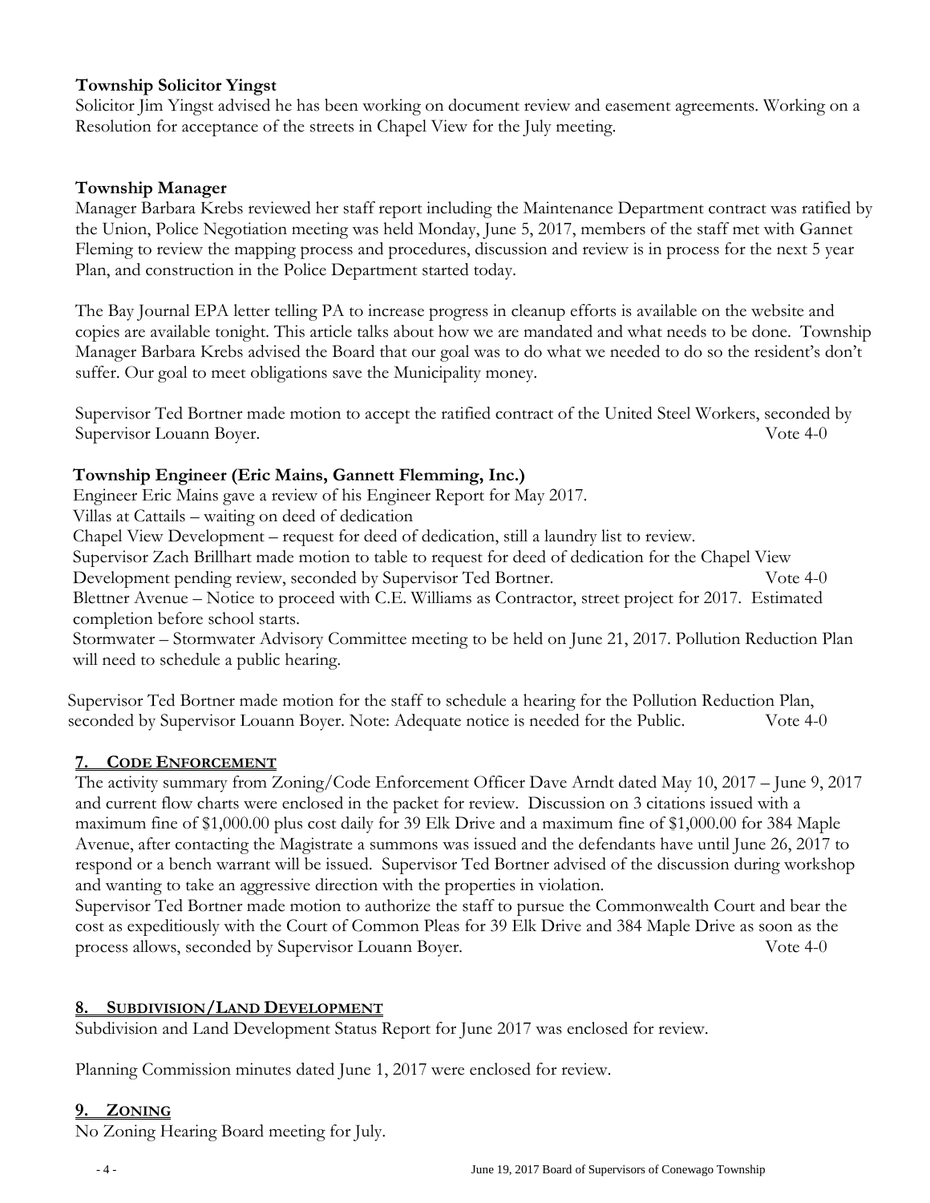### Township Solicitor Yingst

Solicitor Jim Yingst advised he has been working on document review and easement agreements. Working on a Resolution for acceptance of the streets in Chapel View for the July meeting.

### Township Manager

Manager Barbara Krebs reviewed her staff report including the Maintenance Department contract was ratified by the Union, Police Negotiation meeting was held Monday, June 5, 2017, members of the staff met with Gannet Fleming to review the mapping process and procedures, discussion and review is in process for the next 5 year Plan, and construction in the Police Department started today.

The Bay Journal EPA letter telling PA to increase progress in cleanup efforts is available on the website and copies are available tonight. This article talks about how we are mandated and what needs to be done. Township Manager Barbara Krebs advised the Board that our goal was to do what we needed to do so the resident's don't suffer. Our goal to meet obligations save the Municipality money.

Supervisor Ted Bortner made motion to accept the ratified contract of the United Steel Workers, seconded by Supervisor Louann Boyer. Vote 4-0

### Township Engineer (Eric Mains, Gannett Flemming, Inc.)

Engineer Eric Mains gave a review of his Engineer Report for May 2017.

Villas at Cattails – waiting on deed of dedication

Chapel View Development – request for deed of dedication, still a laundry list to review.

Supervisor Zach Brillhart made motion to table to request for deed of dedication for the Chapel View Development pending review, seconded by Supervisor Ted Bortner. Vote 4-0

Blettner Avenue – Notice to proceed with C.E. Williams as Contractor, street project for 2017. Estimated completion before school starts.

Stormwater – Stormwater Advisory Committee meeting to be held on June 21, 2017. Pollution Reduction Plan will need to schedule a public hearing.

Supervisor Ted Bortner made motion for the staff to schedule a hearing for the Pollution Reduction Plan, seconded by Supervisor Louann Boyer. Note: Adequate notice is needed for the Public. Vote 4-0

## 7. CODE ENFORCEMENT

The activity summary from Zoning/Code Enforcement Officer Dave Arndt dated May 10, 2017 – June 9, 2017 and current flow charts were enclosed in the packet for review. Discussion on 3 citations issued with a maximum fine of $1,000.00 plus cost daily for 39 Elk Drive and a maximum fine of $1,000.00 for 384 Maple Avenue, after contacting the Magistrate a summons was issued and the defendants have until June 26, 2017 to respond or a bench warrant will be issued. Supervisor Ted Bortner advised of the discussion during workshop and wanting to take an aggressive direction with the properties in violation.

Supervisor Ted Bortner made motion to authorize the staff to pursue the Commonwealth Court and bear the cost as expeditiously with the Court of Common Pleas for 39 Elk Drive and 384 Maple Drive as soon as the process allows, seconded by Supervisor Louann Boyer. Vote 4-0

## 8. SUBDIVISION/LAND DEVELOPMENT

Subdivision and Land Development Status Report for June 2017 was enclosed for review.

Planning Commission minutes dated June 1, 2017 were enclosed for review.

## 9. ZONING

No Zoning Hearing Board meeting for July.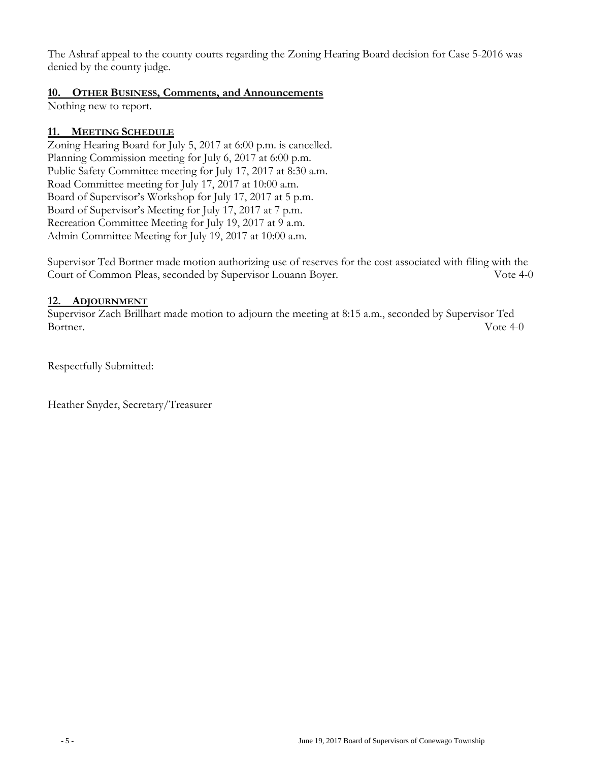The Ashraf appeal to the county courts regarding the Zoning Hearing Board decision for Case 5-2016 was denied by the county judge.

## 10. OTHER BUSINESS, Comments, and Announcements

Nothing new to report.

## 11. MEETING SCHEDULE

Zoning Hearing Board for July 5, 2017 at 6:00 p.m. is cancelled.
Planning Commission meeting for July 6, 2017 at 6:00 p.m.
Public Safety Committee meeting for July 17, 2017 at 8:30 a.m.
Road Committee meeting for July 17, 2017 at 10:00 a.m.
Board of Supervisor's Workshop for July 17, 2017 at 5 p.m.
Board of Supervisor's Meeting for July 17, 2017 at 7 p.m.
Recreation Committee Meeting for July 19, 2017 at 9 a.m.
Admin Committee Meeting for July 19, 2017 at 10:00 a.m.

Supervisor Ted Bortner made motion authorizing use of reserves for the cost associated with filing with the Court of Common Pleas, seconded by Supervisor Louann Boyer. Vote 4-0

## 12. ADJOURNMENT

Supervisor Zach Brillhart made motion to adjourn the meeting at 8:15 a.m., seconded by Supervisor Ted Bortner. Vote 4-0

Respectfully Submitted:

Heather Snyder, Secretary/Treasurer